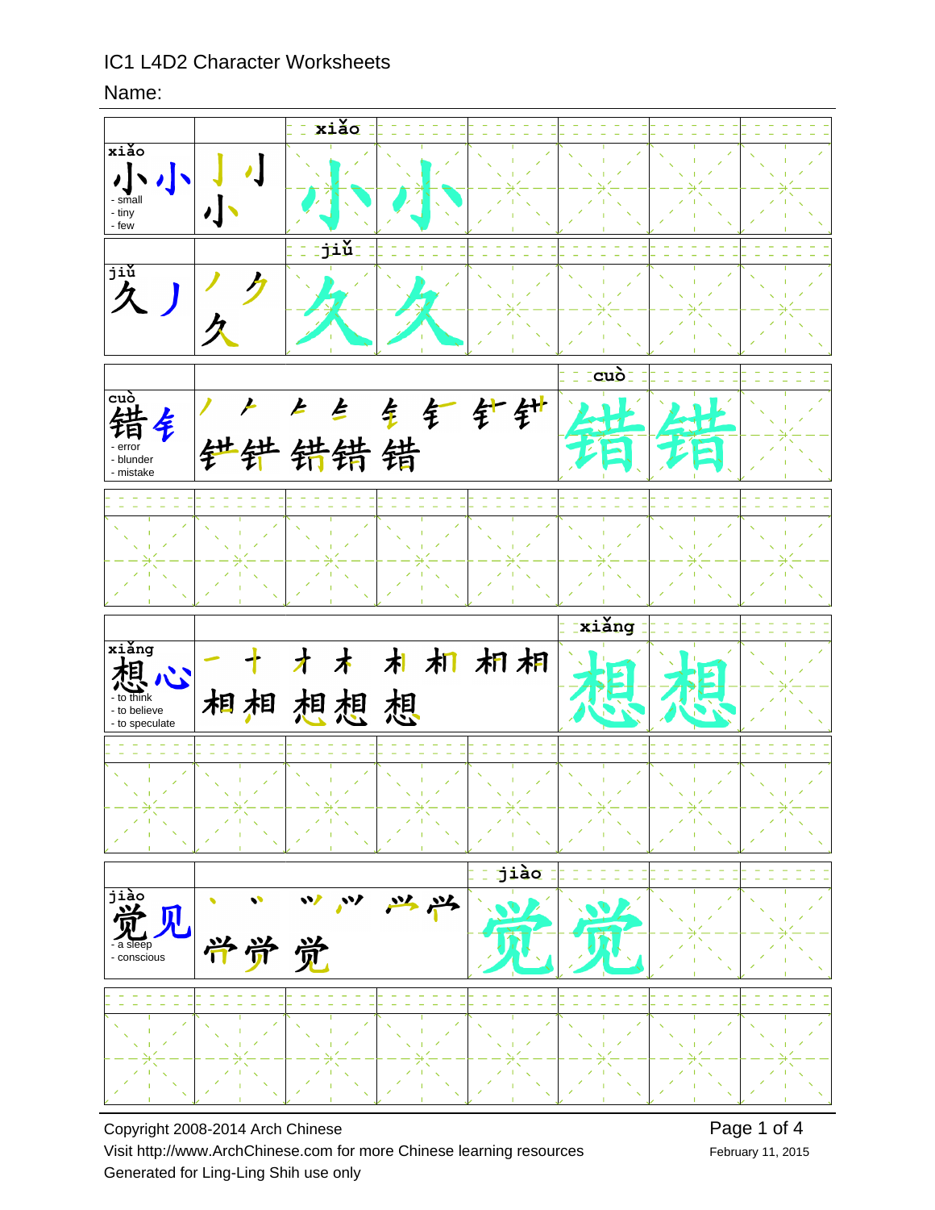IC1 L4D2 Character Worksheets

Name:

| Character | Stroke order | Practice |
|---|---|---|
| xiǎo 小 小 - small - tiny - few | 丨 亅 小 | xiǎo 小 小 |
| jiǔ 久 丿 | 丿 ㇒ 久 | jiǔ 久 久 |
| cuò 错 钅 - error - blunder - mistake | (stroke order, 13 steps) 错 | cuò 错 错 |
| xiǎng 想 心 - to think - to believe - to speculate | (stroke order, 13 steps) 想 | xiǎng 想 想 |
| jiào 觉 见 - a sleep - conscious | (stroke order, 9 steps) 觉 | jiào 觉 觉 |

Copyright 2008-2014 Arch Chinese

Visit http://www.ArchChinese.com for more Chinese learning resources

Generated for Ling-Ling Shih use only

February 11, 2015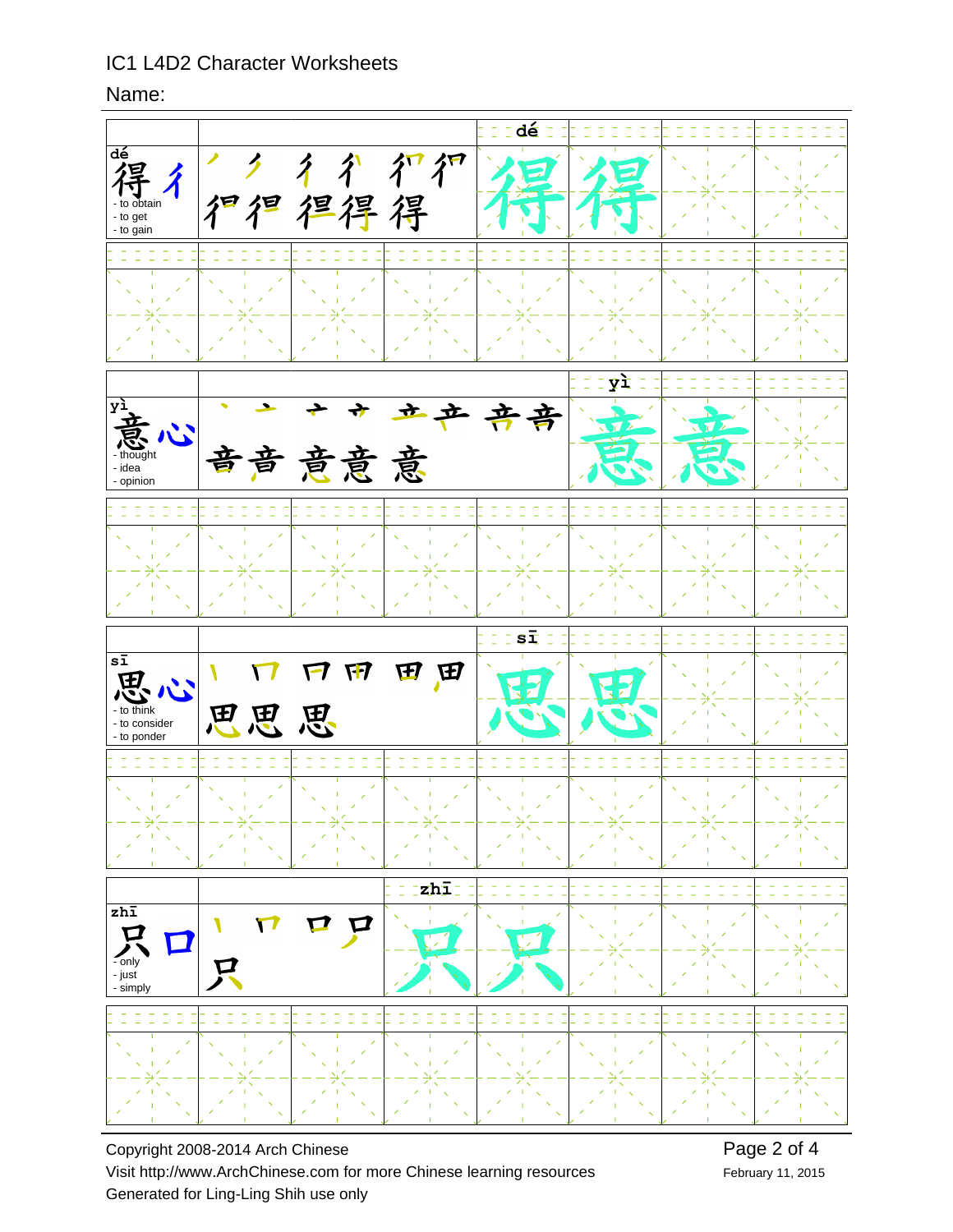IC1 L4D2 Character Worksheets

Name:

| | | | |
|---|---|---|---|
| dé 得 彳 - to obtain - to get - to gain | 丿 彳 彳 彳 彳ㄇ 彳ㄇ 㣎 㣎 㣎 得 得 | 得 | 得 |
| yì 意 心 - thought - idea - opinion | 丶 亠 亣 亣 立 产 音 音 音 音 意 意 意 | 意 | 意 |
| sī 思 心 - to think - to consider - to ponder | 丨 冂 冂 田 田 田 思 思 思 | 思 | 思 |
| zhī 只 口 - only - just - simply | 丨 冂 口 只 只 | 只 | 只 |

Copyright 2008-2014 Arch Chinese

Visit http://www.ArchChinese.com for more Chinese learning resources

Generated for Ling-Ling Shih use only

February 11, 2015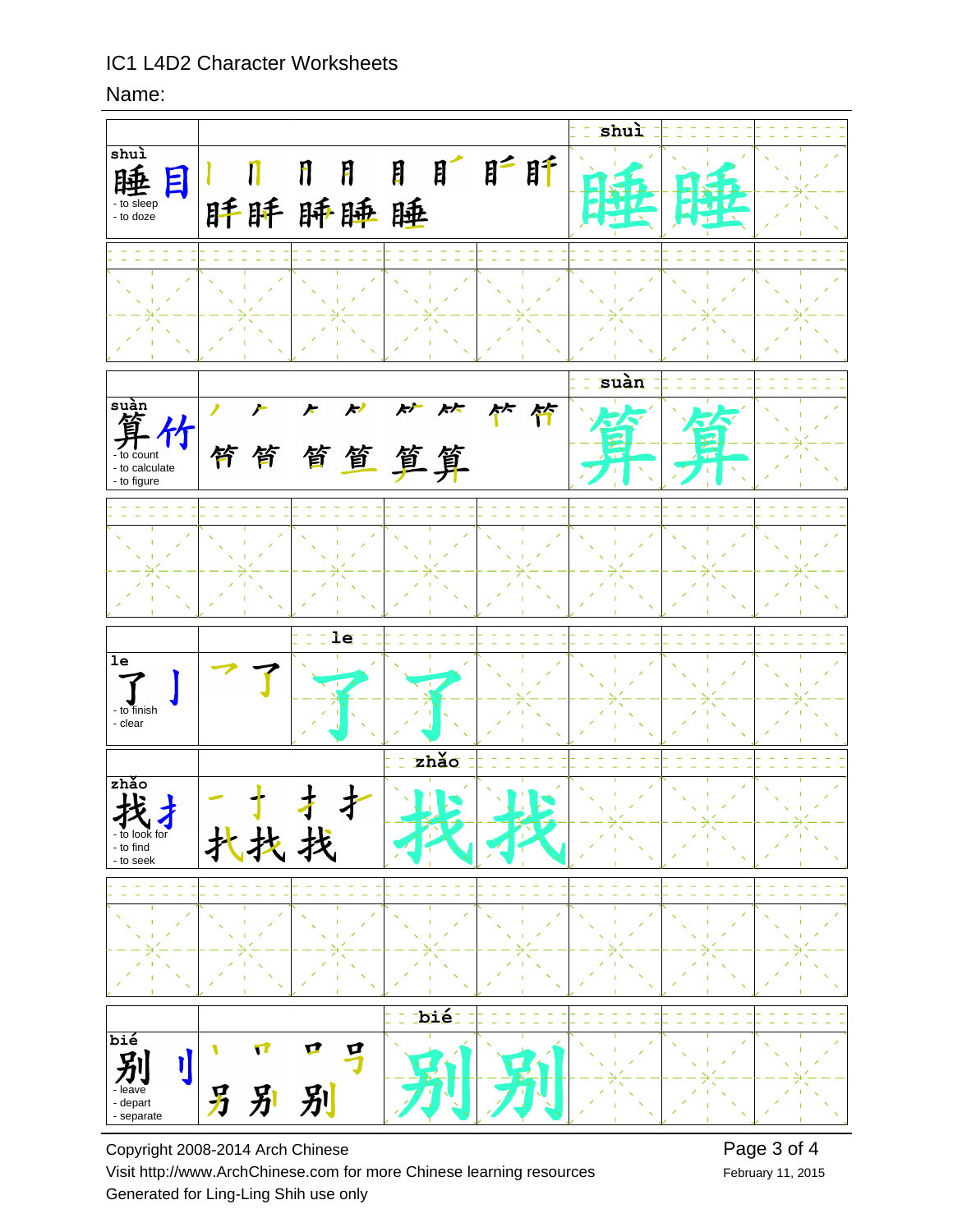IC1 L4D2 Character Worksheets

Name:

| Character | Stroke order | | | |
|---|---|---|---|---|
| shuì 睡 目 - to sleep - to doze | | | | shuì 睡 睡 |
| suàn 算 竹 - to count - to calculate - to figure | | | | suàn 算 算 |
| le 了 亅 - to finish - clear | | le 了 了 | | |
| zhǎo 找 扌 - to look for - to find - to seek | | zhǎo 找 找 | | |
| bié 别 刂 - leave - depart - separate | | bié 别 别 | | |

Copyright 2008-2014 Arch Chinese

Visit http://www.ArchChinese.com for more Chinese learning resources

Generated for Ling-Ling Shih use only

February 11, 2015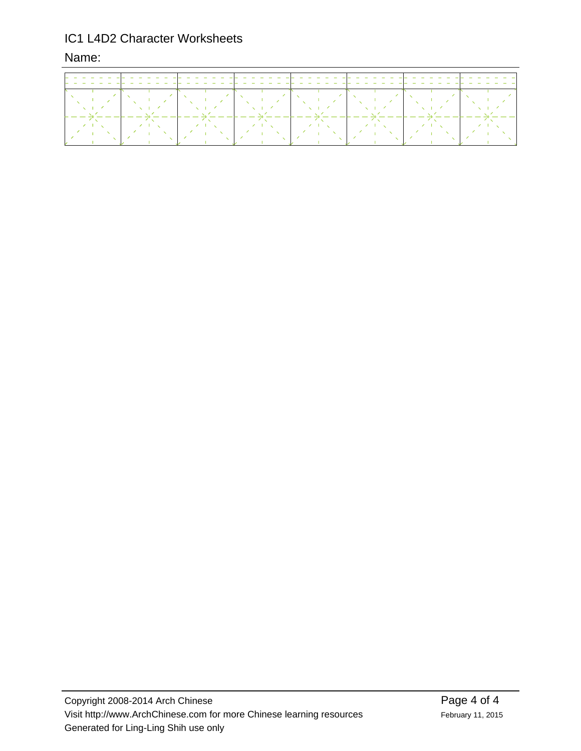# IC1 L4D2 Character Worksheets

Name: